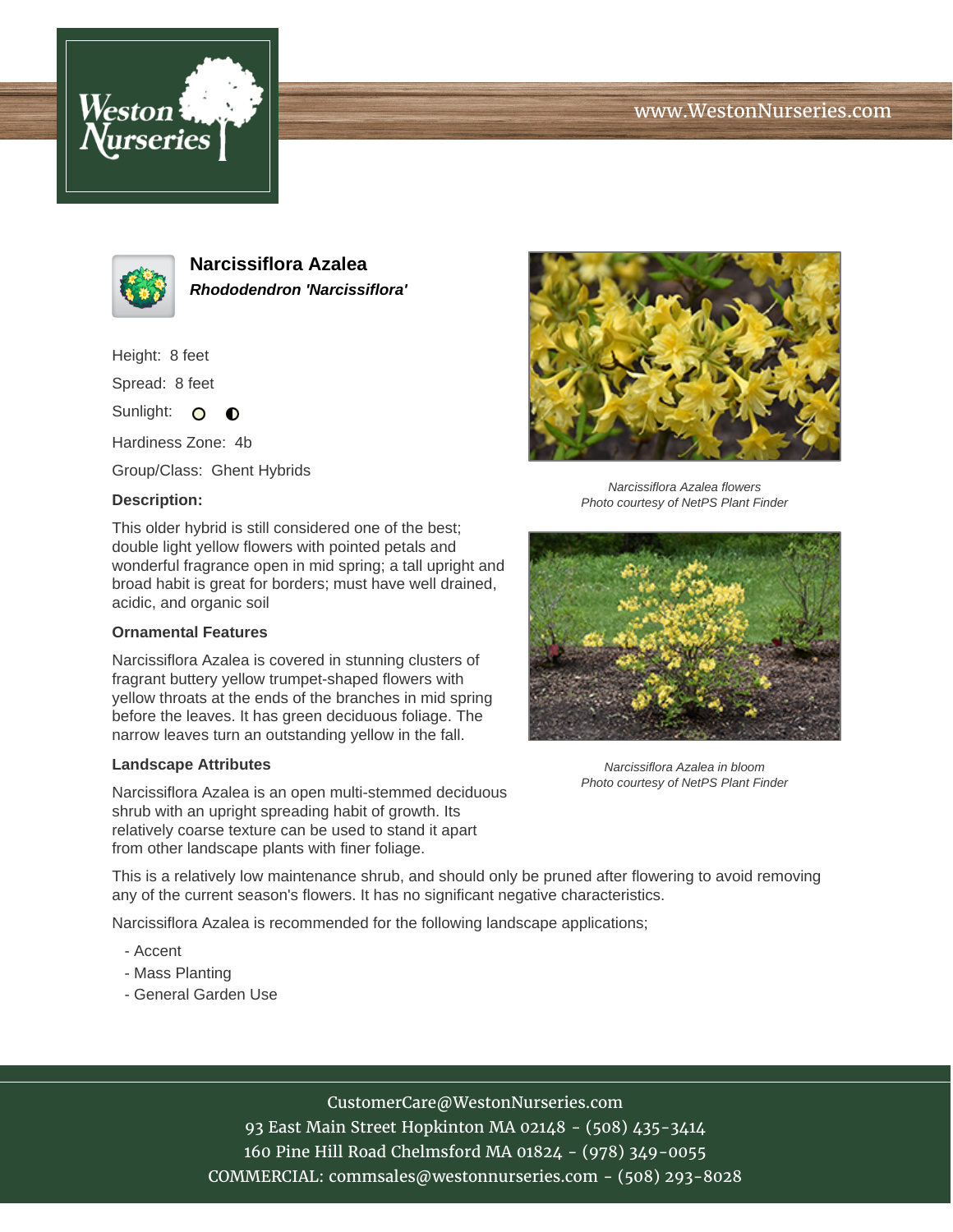# Narcissiflora Azalea

***Rhododendron 'Narcissiflora'***

Height: 8 feet

Spread: 8 feet

Sunlight:

Hardiness Zone: 4b

Group/Class: Ghent Hybrids

**Description:**

This older hybrid is still considered one of the best; double light yellow flowers with pointed petals and wonderful fragrance open in mid spring; a tall upright and broad habit is great for borders; must have well drained, acidic, and organic soil

*Narcissiflora Azalea flowers*
*Photo courtesy of NetPS Plant Finder*

*Narcissiflora Azalea in bloom*
*Photo courtesy of NetPS Plant Finder*

### Ornamental Features

Narcissiflora Azalea is covered in stunning clusters of fragrant buttery yellow trumpet-shaped flowers with yellow throats at the ends of the branches in mid spring before the leaves. It has green deciduous foliage. The narrow leaves turn an outstanding yellow in the fall.

### Landscape Attributes

Narcissiflora Azalea is an open multi-stemmed deciduous shrub with an upright spreading habit of growth. Its relatively coarse texture can be used to stand it apart from other landscape plants with finer foliage.

This is a relatively low maintenance shrub, and should only be pruned after flowering to avoid removing any of the current season's flowers. It has no significant negative characteristics.

Narcissiflora Azalea is recommended for the following landscape applications;

- Accent
- Mass Planting
- General Garden Use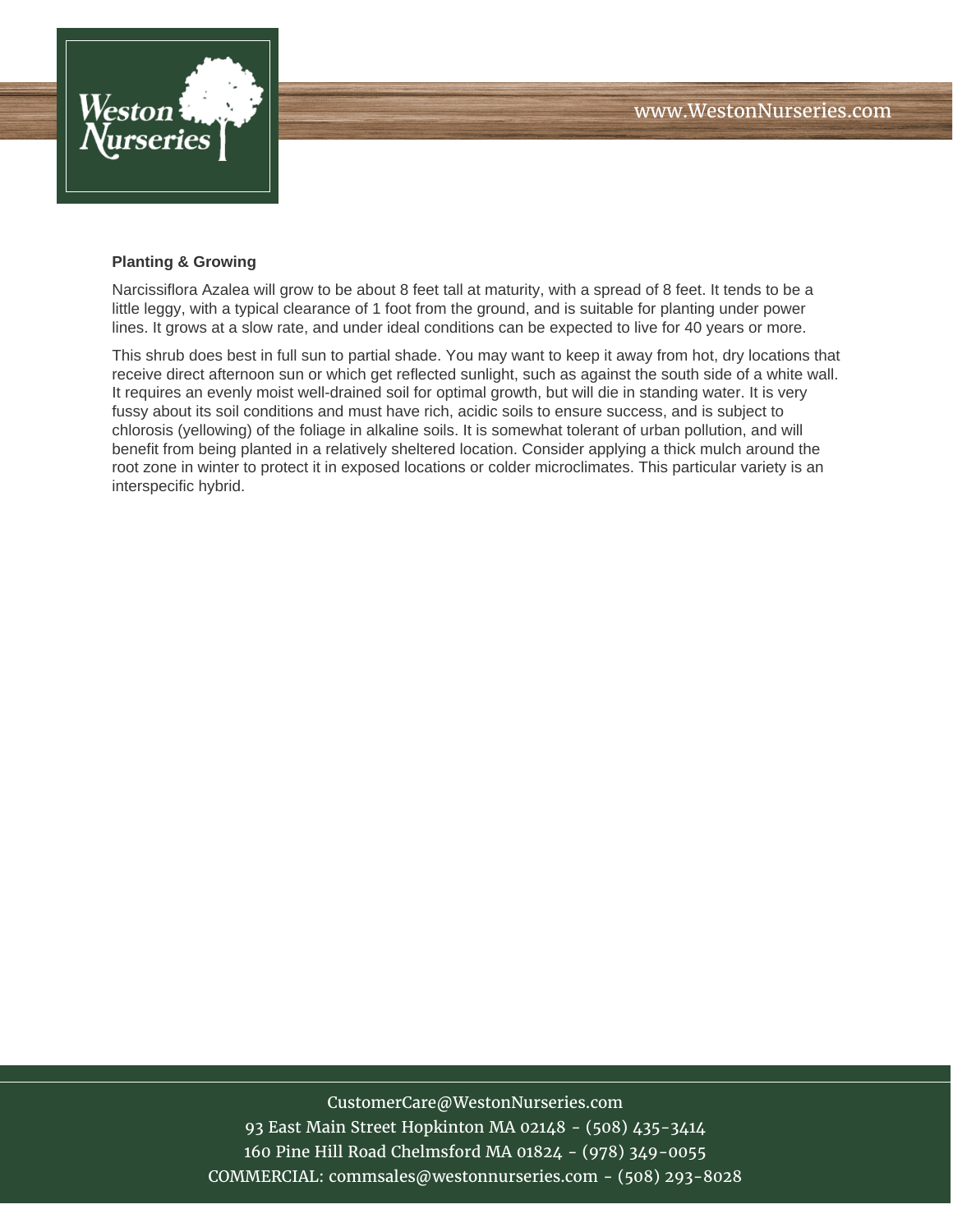### Planting & Growing

Narcissiflora Azalea will grow to be about 8 feet tall at maturity, with a spread of 8 feet. It tends to be a little leggy, with a typical clearance of 1 foot from the ground, and is suitable for planting under power lines. It grows at a slow rate, and under ideal conditions can be expected to live for 40 years or more.

This shrub does best in full sun to partial shade. You may want to keep it away from hot, dry locations that receive direct afternoon sun or which get reflected sunlight, such as against the south side of a white wall. It requires an evenly moist well-drained soil for optimal growth, but will die in standing water. It is very fussy about its soil conditions and must have rich, acidic soils to ensure success, and is subject to chlorosis (yellowing) of the foliage in alkaline soils. It is somewhat tolerant of urban pollution, and will benefit from being planted in a relatively sheltered location. Consider applying a thick mulch around the root zone in winter to protect it in exposed locations or colder microclimates. This particular variety is an interspecific hybrid.